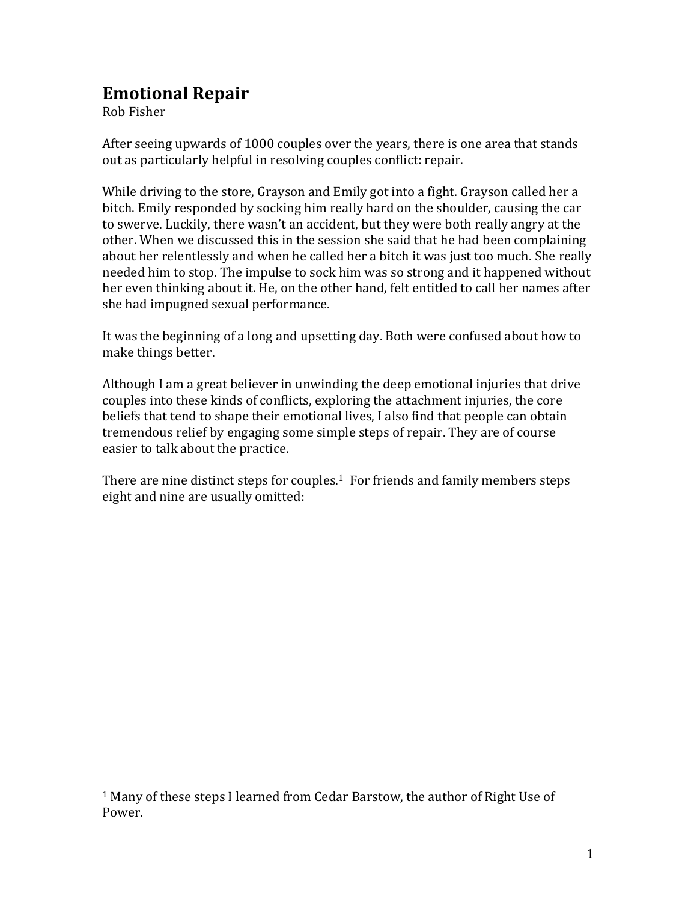# Emotional Repair

Rob Fisher

After seeing upwards of 1000 couples over the years, there is one area that stands out as particularly helpful in resolving couples conflict: repair.

While driving to the store, Grayson and Emily got into a fight. Grayson called her a bitch. Emily responded by socking him really hard on the shoulder, causing the car to swerve. Luckily, there wasn't an accident, but they were both really angry at the other. When we discussed this in the session she said that he had been complaining about her relentlessly and when he called her a bitch it was just too much. She really needed him to stop. The impulse to sock him was so strong and it happened without her even thinking about it. He, on the other hand, felt entitled to call her names after she had impugned sexual performance.

It was the beginning of a long and upsetting day. Both were confused about how to make things better.

Although I am a great believer in unwinding the deep emotional injuries that drive couples into these kinds of conflicts, exploring the attachment injuries, the core beliefs that tend to shape their emotional lives, I also find that people can obtain tremendous relief by engaging some simple steps of repair. They are of course easier to talk about the practice.

There are nine distinct steps for couples.[1] For friends and family members steps eight and nine are usually omitted:

---

[1] Many of these steps I learned from Cedar Barstow, the author of Right Use of Power.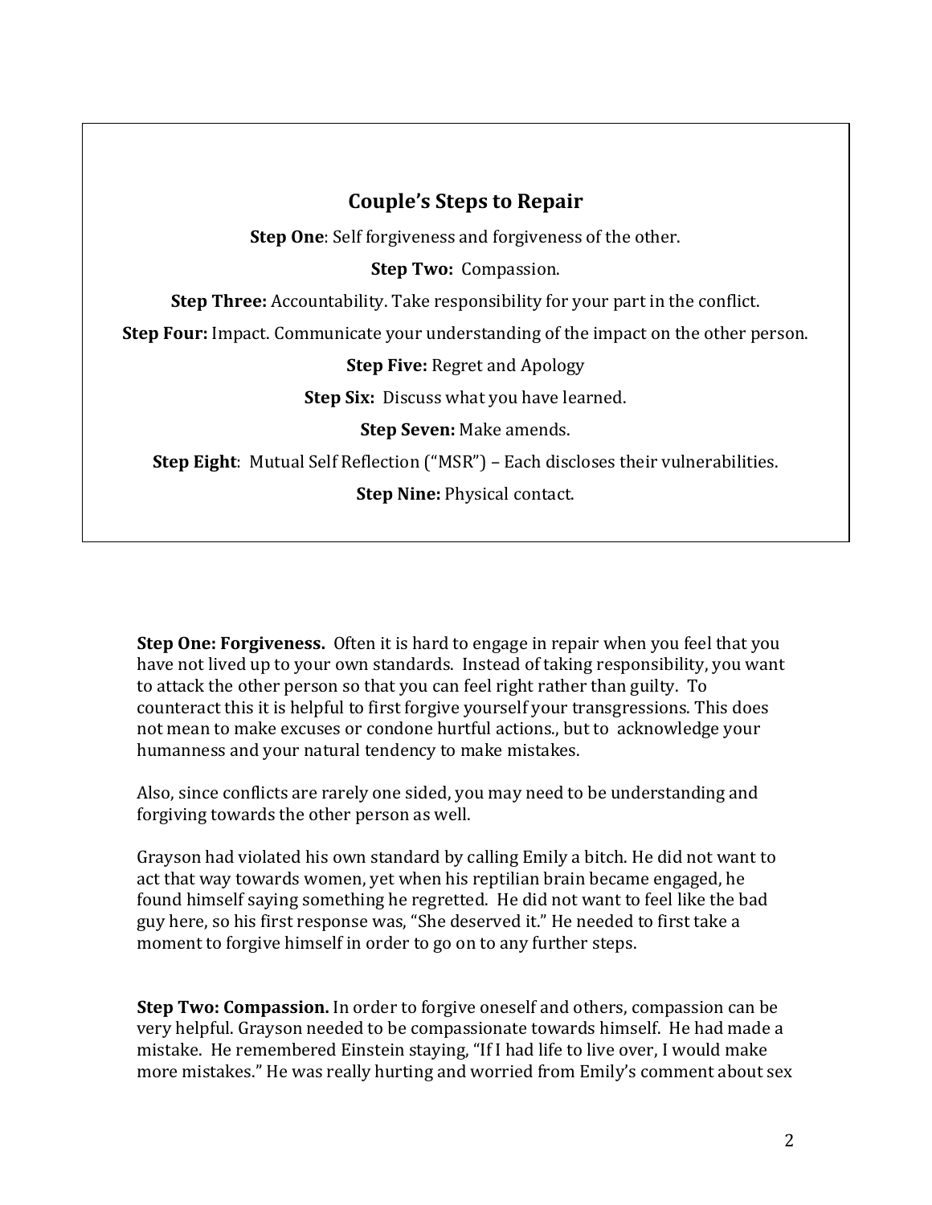## Couple's Steps to Repair

**Step One**: Self forgiveness and forgiveness of the other.

**Step Two:** Compassion.

**Step Three:** Accountability. Take responsibility for your part in the conflict.

**Step Four:** Impact. Communicate your understanding of the impact on the other person.

**Step Five:** Regret and Apology

**Step Six:** Discuss what you have learned.

**Step Seven:** Make amends.

**Step Eight**: Mutual Self Reflection ("MSR") – Each discloses their vulnerabilities.

**Step Nine:** Physical contact.

**Step One: Forgiveness.** Often it is hard to engage in repair when you feel that you have not lived up to your own standards. Instead of taking responsibility, you want to attack the other person so that you can feel right rather than guilty. To counteract this it is helpful to first forgive yourself your transgressions. This does not mean to make excuses or condone hurtful actions., but to acknowledge your humanness and your natural tendency to make mistakes.

Also, since conflicts are rarely one sided, you may need to be understanding and forgiving towards the other person as well.

Grayson had violated his own standard by calling Emily a bitch. He did not want to act that way towards women, yet when his reptilian brain became engaged, he found himself saying something he regretted. He did not want to feel like the bad guy here, so his first response was, "She deserved it." He needed to first take a moment to forgive himself in order to go on to any further steps.

**Step Two: Compassion.** In order to forgive oneself and others, compassion can be very helpful. Grayson needed to be compassionate towards himself. He had made a mistake. He remembered Einstein staying, "If I had life to live over, I would make more mistakes." He was really hurting and worried from Emily's comment about sex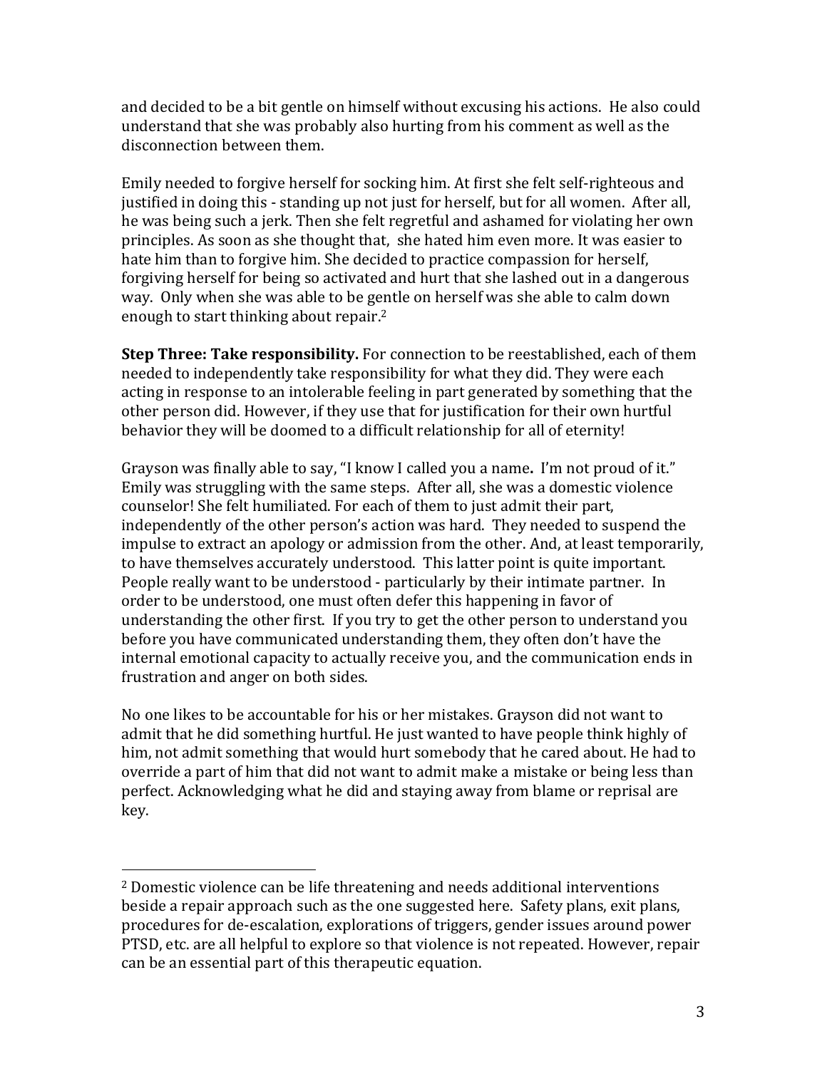and decided to be a bit gentle on himself without excusing his actions. He also could understand that she was probably also hurting from his comment as well as the disconnection between them.

Emily needed to forgive herself for socking him. At first she felt self-righteous and justified in doing this - standing up not just for herself, but for all women. After all, he was being such a jerk. Then she felt regretful and ashamed for violating her own principles. As soon as she thought that, she hated him even more. It was easier to hate him than to forgive him. She decided to practice compassion for herself, forgiving herself for being so activated and hurt that she lashed out in a dangerous way. Only when she was able to be gentle on herself was she able to calm down enough to start thinking about repair.[2]

**Step Three: Take responsibility.** For connection to be reestablished, each of them needed to independently take responsibility for what they did. They were each acting in response to an intolerable feeling in part generated by something that the other person did. However, if they use that for justification for their own hurtful behavior they will be doomed to a difficult relationship for all of eternity!

Grayson was finally able to say, "I know I called you a name**.** I'm not proud of it." Emily was struggling with the same steps. After all, she was a domestic violence counselor! She felt humiliated. For each of them to just admit their part, independently of the other person's action was hard. They needed to suspend the impulse to extract an apology or admission from the other. And, at least temporarily, to have themselves accurately understood. This latter point is quite important. People really want to be understood - particularly by their intimate partner. In order to be understood, one must often defer this happening in favor of understanding the other first. If you try to get the other person to understand you before you have communicated understanding them, they often don't have the internal emotional capacity to actually receive you, and the communication ends in frustration and anger on both sides.

No one likes to be accountable for his or her mistakes. Grayson did not want to admit that he did something hurtful. He just wanted to have people think highly of him, not admit something that would hurt somebody that he cared about. He had to override a part of him that did not want to admit make a mistake or being less than perfect. Acknowledging what he did and staying away from blame or reprisal are key.

---

[2] Domestic violence can be life threatening and needs additional interventions beside a repair approach such as the one suggested here. Safety plans, exit plans, procedures for de-escalation, explorations of triggers, gender issues around power PTSD, etc. are all helpful to explore so that violence is not repeated. However, repair can be an essential part of this therapeutic equation.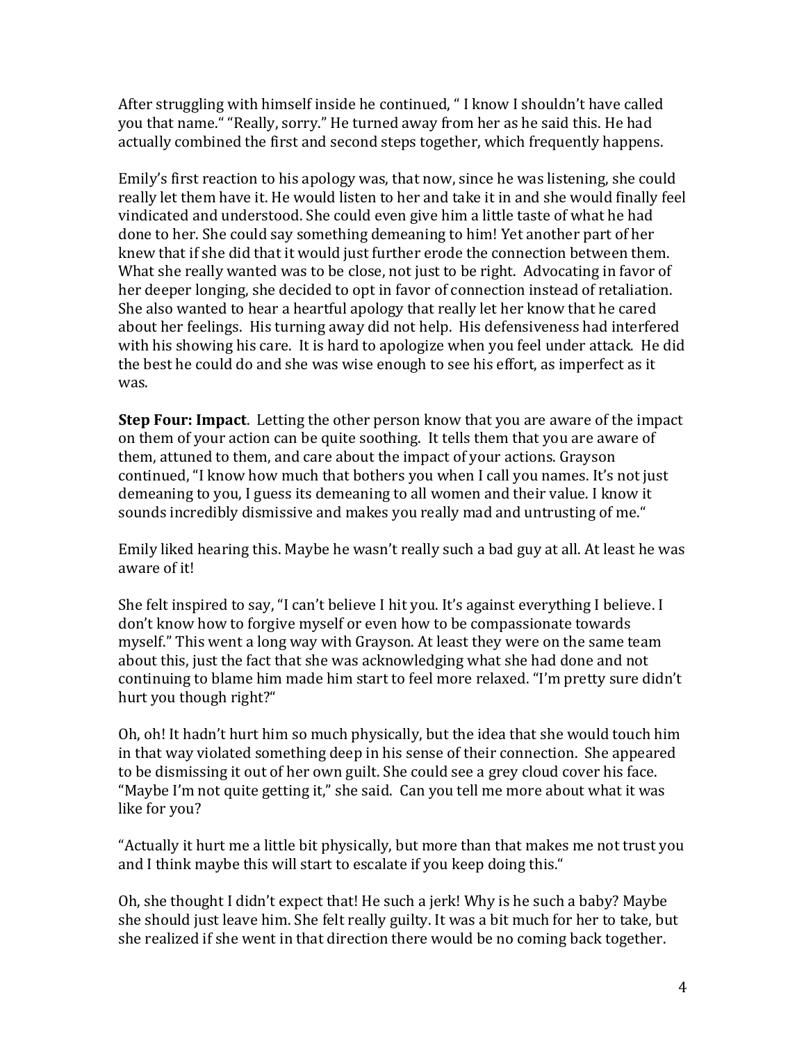After struggling with himself inside he continued, " I know I shouldn't have called you that name." "Really, sorry." He turned away from her as he said this. He had actually combined the first and second steps together, which frequently happens.

Emily's first reaction to his apology was, that now, since he was listening, she could really let them have it. He would listen to her and take it in and she would finally feel vindicated and understood. She could even give him a little taste of what he had done to her. She could say something demeaning to him! Yet another part of her knew that if she did that it would just further erode the connection between them. What she really wanted was to be close, not just to be right. Advocating in favor of her deeper longing, she decided to opt in favor of connection instead of retaliation. She also wanted to hear a heartful apology that really let her know that he cared about her feelings. His turning away did not help. His defensiveness had interfered with his showing his care. It is hard to apologize when you feel under attack. He did the best he could do and she was wise enough to see his effort, as imperfect as it was.

**Step Four: Impact**. Letting the other person know that you are aware of the impact on them of your action can be quite soothing. It tells them that you are aware of them, attuned to them, and care about the impact of your actions. Grayson continued, "I know how much that bothers you when I call you names. It's not just demeaning to you, I guess its demeaning to all women and their value. I know it sounds incredibly dismissive and makes you really mad and untrusting of me."

Emily liked hearing this. Maybe he wasn't really such a bad guy at all. At least he was aware of it!

She felt inspired to say, "I can't believe I hit you. It's against everything I believe. I don't know how to forgive myself or even how to be compassionate towards myself." This went a long way with Grayson. At least they were on the same team about this, just the fact that she was acknowledging what she had done and not continuing to blame him made him start to feel more relaxed. "I'm pretty sure didn't hurt you though right?"

Oh, oh! It hadn't hurt him so much physically, but the idea that she would touch him in that way violated something deep in his sense of their connection. She appeared to be dismissing it out of her own guilt. She could see a grey cloud cover his face. "Maybe I'm not quite getting it," she said. Can you tell me more about what it was like for you?

"Actually it hurt me a little bit physically, but more than that makes me not trust you and I think maybe this will start to escalate if you keep doing this."

Oh, she thought I didn't expect that! He such a jerk! Why is he such a baby? Maybe she should just leave him. She felt really guilty. It was a bit much for her to take, but she realized if she went in that direction there would be no coming back together.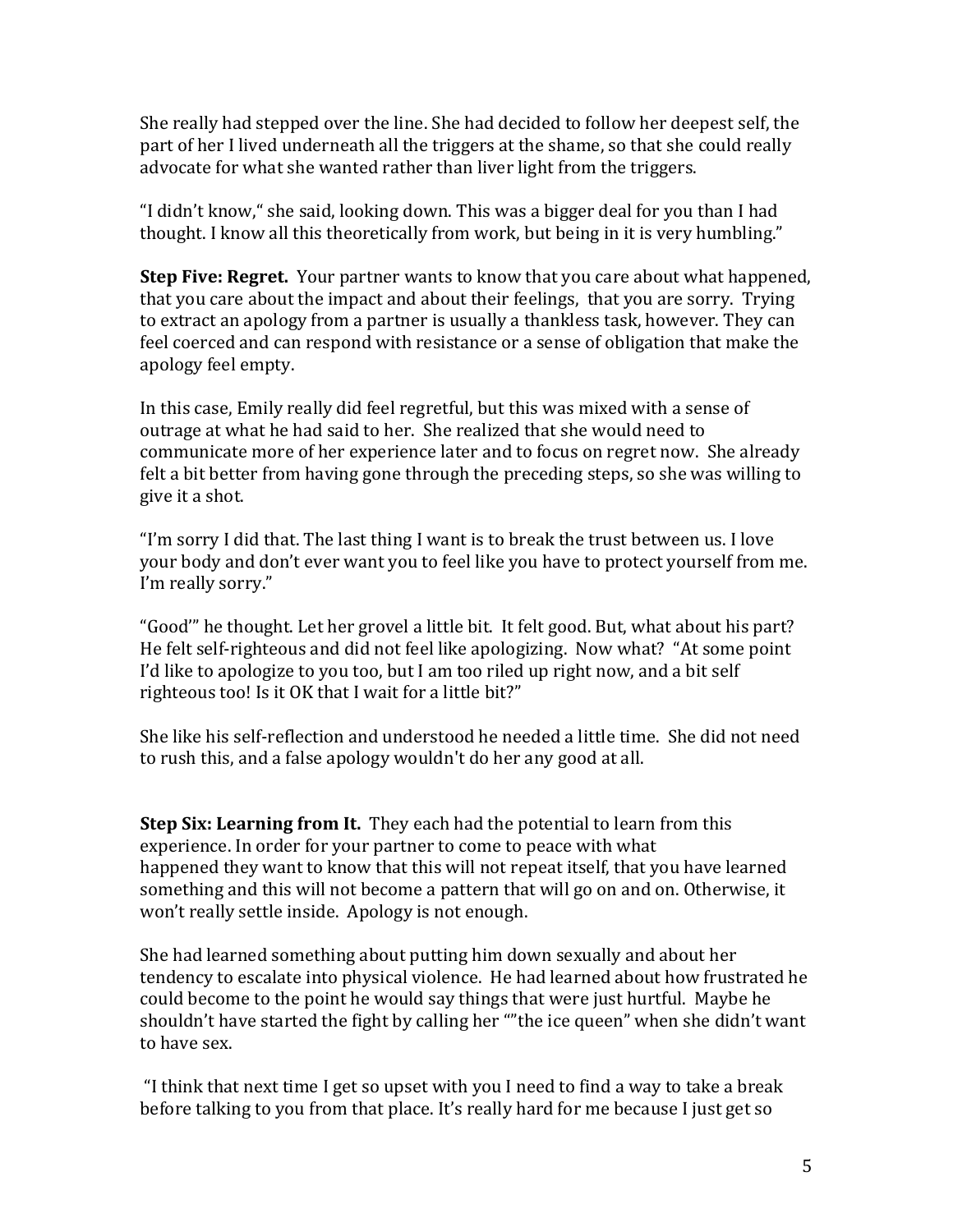She really had stepped over the line. She had decided to follow her deepest self, the part of her I lived underneath all the triggers at the shame, so that she could really advocate for what she wanted rather than liver light from the triggers.

"I didn't know," she said, looking down. This was a bigger deal for you than I had thought. I know all this theoretically from work, but being in it is very humbling."

**Step Five: Regret.** Your partner wants to know that you care about what happened, that you care about the impact and about their feelings, that you are sorry. Trying to extract an apology from a partner is usually a thankless task, however. They can feel coerced and can respond with resistance or a sense of obligation that make the apology feel empty.

In this case, Emily really did feel regretful, but this was mixed with a sense of outrage at what he had said to her. She realized that she would need to communicate more of her experience later and to focus on regret now. She already felt a bit better from having gone through the preceding steps, so she was willing to give it a shot.

"I'm sorry I did that. The last thing I want is to break the trust between us. I love your body and don't ever want you to feel like you have to protect yourself from me. I'm really sorry."

"Good'" he thought. Let her grovel a little bit. It felt good. But, what about his part? He felt self-righteous and did not feel like apologizing. Now what? "At some point I'd like to apologize to you too, but I am too riled up right now, and a bit self righteous too! Is it OK that I wait for a little bit?"

She like his self-reflection and understood he needed a little time. She did not need to rush this, and a false apology wouldn't do her any good at all.

**Step Six: Learning from It.** They each had the potential to learn from this experience. In order for your partner to come to peace with what happened they want to know that this will not repeat itself, that you have learned something and this will not become a pattern that will go on and on. Otherwise, it won't really settle inside. Apology is not enough.

She had learned something about putting him down sexually and about her tendency to escalate into physical violence. He had learned about how frustrated he could become to the point he would say things that were just hurtful. Maybe he shouldn't have started the fight by calling her ""the ice queen" when she didn't want to have sex.

"I think that next time I get so upset with you I need to find a way to take a break before talking to you from that place. It's really hard for me because I just get so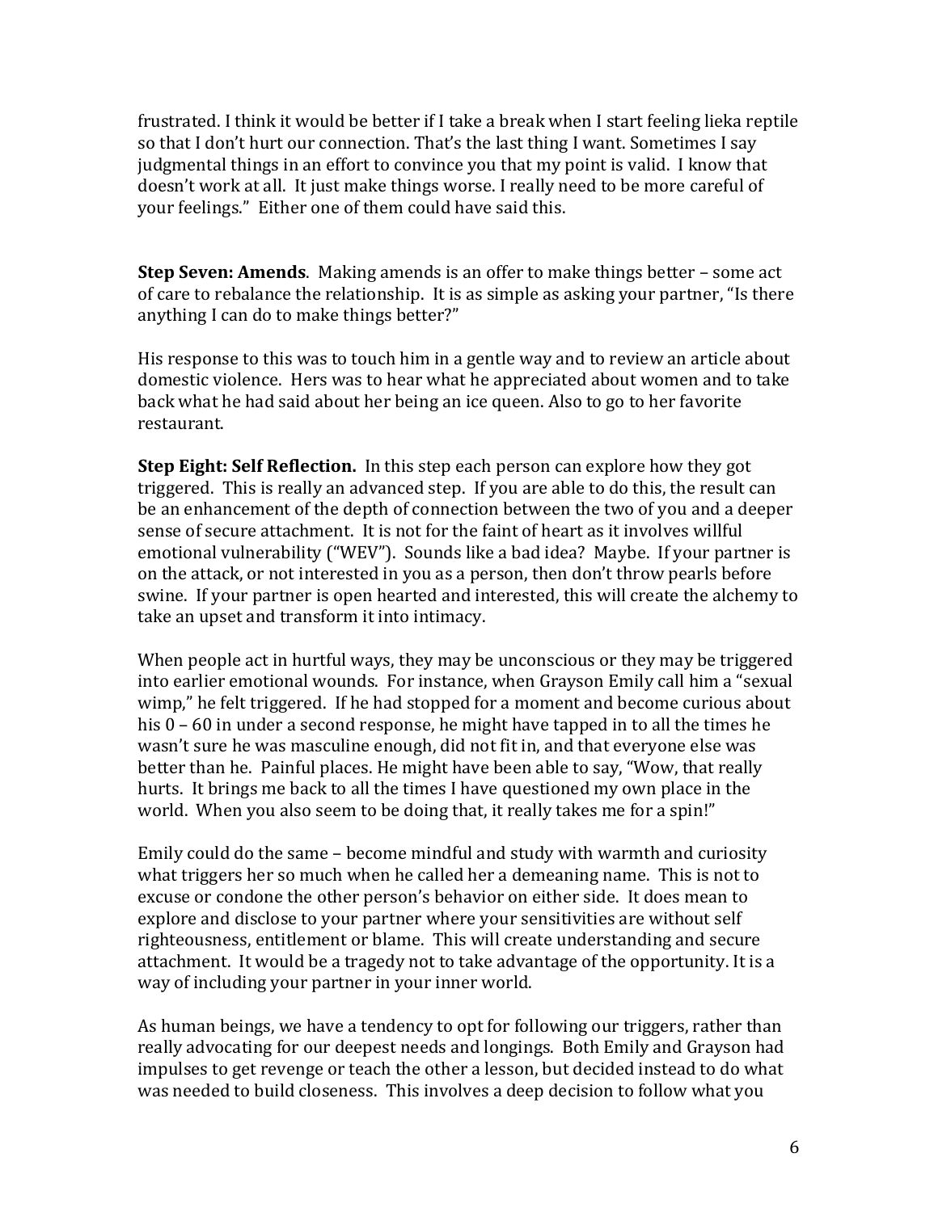frustrated. I think it would be better if I take a break when I start feeling lieka reptile so that I don't hurt our connection. That's the last thing I want. Sometimes I say judgmental things in an effort to convince you that my point is valid. I know that doesn't work at all. It just make things worse. I really need to be more careful of your feelings." Either one of them could have said this.

**Step Seven: Amends**. Making amends is an offer to make things better – some act of care to rebalance the relationship. It is as simple as asking your partner, "Is there anything I can do to make things better?"

His response to this was to touch him in a gentle way and to review an article about domestic violence. Hers was to hear what he appreciated about women and to take back what he had said about her being an ice queen. Also to go to her favorite restaurant.

**Step Eight: Self Reflection.** In this step each person can explore how they got triggered. This is really an advanced step. If you are able to do this, the result can be an enhancement of the depth of connection between the two of you and a deeper sense of secure attachment. It is not for the faint of heart as it involves willful emotional vulnerability ("WEV"). Sounds like a bad idea? Maybe. If your partner is on the attack, or not interested in you as a person, then don't throw pearls before swine. If your partner is open hearted and interested, this will create the alchemy to take an upset and transform it into intimacy.

When people act in hurtful ways, they may be unconscious or they may be triggered into earlier emotional wounds. For instance, when Grayson Emily call him a "sexual wimp," he felt triggered. If he had stopped for a moment and become curious about his 0 – 60 in under a second response, he might have tapped in to all the times he wasn't sure he was masculine enough, did not fit in, and that everyone else was better than he. Painful places. He might have been able to say, "Wow, that really hurts. It brings me back to all the times I have questioned my own place in the world. When you also seem to be doing that, it really takes me for a spin!"

Emily could do the same – become mindful and study with warmth and curiosity what triggers her so much when he called her a demeaning name. This is not to excuse or condone the other person's behavior on either side. It does mean to explore and disclose to your partner where your sensitivities are without self righteousness, entitlement or blame. This will create understanding and secure attachment. It would be a tragedy not to take advantage of the opportunity. It is a way of including your partner in your inner world.

As human beings, we have a tendency to opt for following our triggers, rather than really advocating for our deepest needs and longings. Both Emily and Grayson had impulses to get revenge or teach the other a lesson, but decided instead to do what was needed to build closeness. This involves a deep decision to follow what you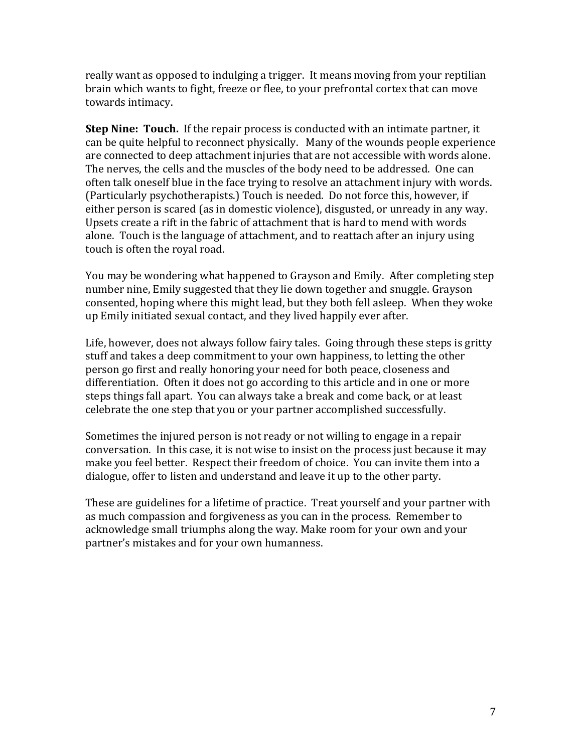really want as opposed to indulging a trigger. It means moving from your reptilian brain which wants to fight, freeze or flee, to your prefrontal cortex that can move towards intimacy.

**Step Nine: Touch.** If the repair process is conducted with an intimate partner, it can be quite helpful to reconnect physically. Many of the wounds people experience are connected to deep attachment injuries that are not accessible with words alone. The nerves, the cells and the muscles of the body need to be addressed. One can often talk oneself blue in the face trying to resolve an attachment injury with words. (Particularly psychotherapists.) Touch is needed. Do not force this, however, if either person is scared (as in domestic violence), disgusted, or unready in any way. Upsets create a rift in the fabric of attachment that is hard to mend with words alone. Touch is the language of attachment, and to reattach after an injury using touch is often the royal road.

You may be wondering what happened to Grayson and Emily. After completing step number nine, Emily suggested that they lie down together and snuggle. Grayson consented, hoping where this might lead, but they both fell asleep. When they woke up Emily initiated sexual contact, and they lived happily ever after.

Life, however, does not always follow fairy tales. Going through these steps is gritty stuff and takes a deep commitment to your own happiness, to letting the other person go first and really honoring your need for both peace, closeness and differentiation. Often it does not go according to this article and in one or more steps things fall apart. You can always take a break and come back, or at least celebrate the one step that you or your partner accomplished successfully.

Sometimes the injured person is not ready or not willing to engage in a repair conversation. In this case, it is not wise to insist on the process just because it may make you feel better. Respect their freedom of choice. You can invite them into a dialogue, offer to listen and understand and leave it up to the other party.

These are guidelines for a lifetime of practice. Treat yourself and your partner with as much compassion and forgiveness as you can in the process. Remember to acknowledge small triumphs along the way. Make room for your own and your partner's mistakes and for your own humanness.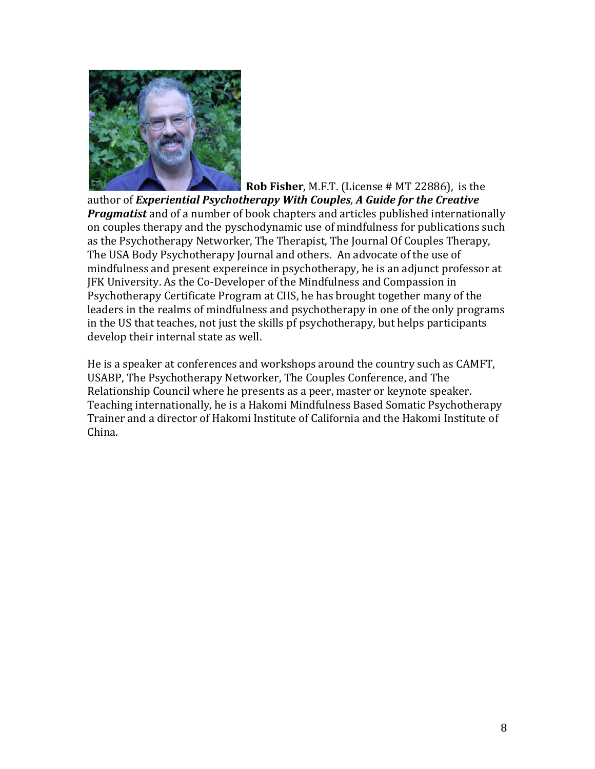**Rob Fisher**, M.F.T. (License # MT 22886), is the author of ***Experiential Psychotherapy With Couples, A Guide for the Creative Pragmatist*** and of a number of book chapters and articles published internationally on couples therapy and the pyschodynamic use of mindfulness for publications such as the Psychotherapy Networker, The Therapist, The Journal Of Couples Therapy, The USA Body Psychotherapy Journal and others. An advocate of the use of mindfulness and present expereince in psychotherapy, he is an adjunct professor at JFK University. As the Co-Developer of the Mindfulness and Compassion in Psychotherapy Certificate Program at CIIS, he has brought together many of the leaders in the realms of mindfulness and psychotherapy in one of the only programs in the US that teaches, not just the skills pf psychotherapy, but helps participants develop their internal state as well.

He is a speaker at conferences and workshops around the country such as CAMFT, USABP, The Psychotherapy Networker, The Couples Conference, and The Relationship Council where he presents as a peer, master or keynote speaker. Teaching internationally, he is a Hakomi Mindfulness Based Somatic Psychotherapy Trainer and a director of Hakomi Institute of California and the Hakomi Institute of China.